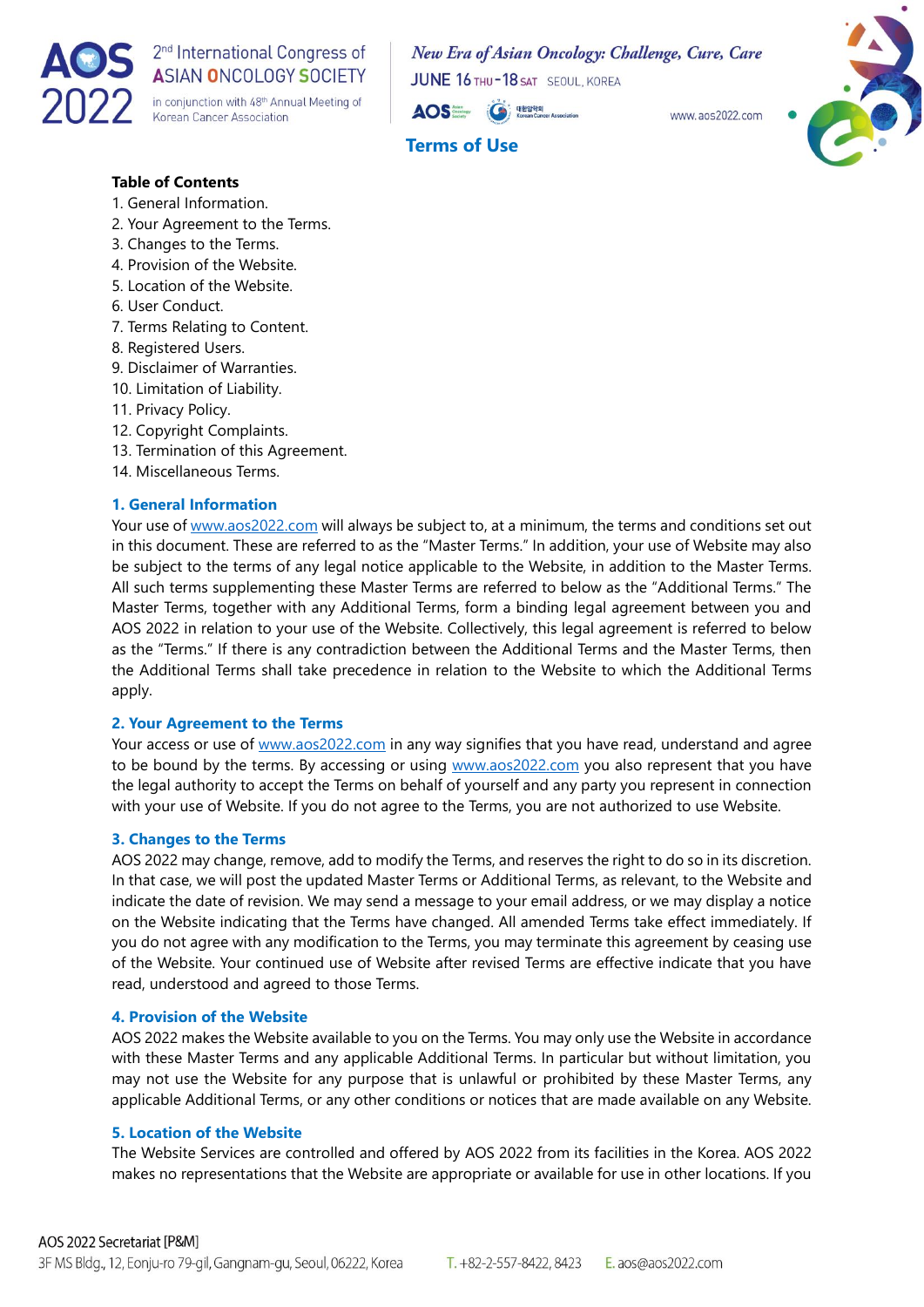# Terms of Use

**Table of Contents**

1. General Information.
2. Your Agreement to the Terms.
3. Changes to the Terms.
4. Provision of the Website.
5. Location of the Website.
6. User Conduct.
7. Terms Relating to Content.
8. Registered Users.
9. Disclaimer of Warranties.
10. Limitation of Liability.
11. Privacy Policy.
12. Copyright Complaints.
13. Termination of this Agreement.
14. Miscellaneous Terms.

## 1. General Information

Your use of www.aos2022.com will always be subject to, at a minimum, the terms and conditions set out in this document. These are referred to as the "Master Terms." In addition, your use of Website may also be subject to the terms of any legal notice applicable to the Website, in addition to the Master Terms. All such terms supplementing these Master Terms are referred to below as the "Additional Terms." The Master Terms, together with any Additional Terms, form a binding legal agreement between you and AOS 2022 in relation to your use of the Website. Collectively, this legal agreement is referred to below as the "Terms." If there is any contradiction between the Additional Terms and the Master Terms, then the Additional Terms shall take precedence in relation to the Website to which the Additional Terms apply.

## 2. Your Agreement to the Terms

Your access or use of www.aos2022.com in any way signifies that you have read, understand and agree to be bound by the terms. By accessing or using www.aos2022.com you also represent that you have the legal authority to accept the Terms on behalf of yourself and any party you represent in connection with your use of Website. If you do not agree to the Terms, you are not authorized to use Website.

## 3. Changes to the Terms

AOS 2022 may change, remove, add to modify the Terms, and reserves the right to do so in its discretion. In that case, we will post the updated Master Terms or Additional Terms, as relevant, to the Website and indicate the date of revision. We may send a message to your email address, or we may display a notice on the Website indicating that the Terms have changed. All amended Terms take effect immediately. If you do not agree with any modification to the Terms, you may terminate this agreement by ceasing use of the Website. Your continued use of Website after revised Terms are effective indicate that you have read, understood and agreed to those Terms.

## 4. Provision of the Website

AOS 2022 makes the Website available to you on the Terms. You may only use the Website in accordance with these Master Terms and any applicable Additional Terms. In particular but without limitation, you may not use the Website for any purpose that is unlawful or prohibited by these Master Terms, any applicable Additional Terms, or any other conditions or notices that are made available on any Website.

## 5. Location of the Website

The Website Services are controlled and offered by AOS 2022 from its facilities in the Korea. AOS 2022 makes no representations that the Website are appropriate or available for use in other locations. If you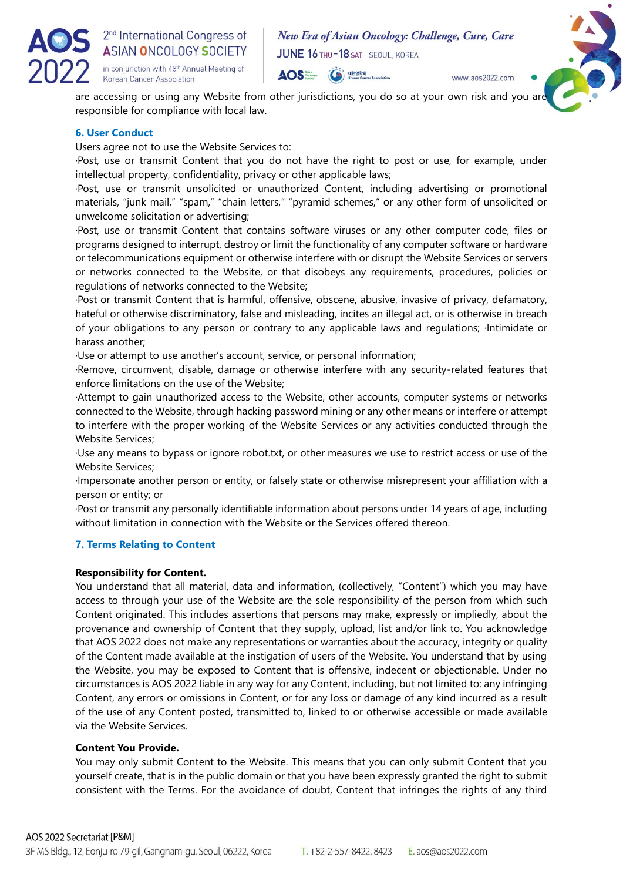are accessing or using any Website from other jurisdictions, you do so at your own risk and you are responsible for compliance with local law.

### 6. User Conduct

Users agree not to use the Website Services to:

·Post, use or transmit Content that you do not have the right to post or use, for example, under intellectual property, confidentiality, privacy or other applicable laws;

·Post, use or transmit unsolicited or unauthorized Content, including advertising or promotional materials, "junk mail," "spam," "chain letters," "pyramid schemes," or any other form of unsolicited or unwelcome solicitation or advertising;

·Post, use or transmit Content that contains software viruses or any other computer code, files or programs designed to interrupt, destroy or limit the functionality of any computer software or hardware or telecommunications equipment or otherwise interfere with or disrupt the Website Services or servers or networks connected to the Website, or that disobeys any requirements, procedures, policies or regulations of networks connected to the Website;

·Post or transmit Content that is harmful, offensive, obscene, abusive, invasive of privacy, defamatory, hateful or otherwise discriminatory, false and misleading, incites an illegal act, or is otherwise in breach of your obligations to any person or contrary to any applicable laws and regulations; ·Intimidate or harass another;

·Use or attempt to use another's account, service, or personal information;

·Remove, circumvent, disable, damage or otherwise interfere with any security-related features that enforce limitations on the use of the Website;

·Attempt to gain unauthorized access to the Website, other accounts, computer systems or networks connected to the Website, through hacking password mining or any other means or interfere or attempt to interfere with the proper working of the Website Services or any activities conducted through the Website Services;

·Use any means to bypass or ignore robot.txt, or other measures we use to restrict access or use of the Website Services;

·Impersonate another person or entity, or falsely state or otherwise misrepresent your affiliation with a person or entity; or

·Post or transmit any personally identifiable information about persons under 14 years of age, including without limitation in connection with the Website or the Services offered thereon.

### 7. Terms Relating to Content

**Responsibility for Content.**

You understand that all material, data and information, (collectively, "Content") which you may have access to through your use of the Website are the sole responsibility of the person from which such Content originated. This includes assertions that persons may make, expressly or impliedly, about the provenance and ownership of Content that they supply, upload, list and/or link to. You acknowledge that AOS 2022 does not make any representations or warranties about the accuracy, integrity or quality of the Content made available at the instigation of users of the Website. You understand that by using the Website, you may be exposed to Content that is offensive, indecent or objectionable. Under no circumstances is AOS 2022 liable in any way for any Content, including, but not limited to: any infringing Content, any errors or omissions in Content, or for any loss or damage of any kind incurred as a result of the use of any Content posted, transmitted to, linked to or otherwise accessible or made available via the Website Services.

**Content You Provide.**

You may only submit Content to the Website. This means that you can only submit Content that you yourself create, that is in the public domain or that you have been expressly granted the right to submit consistent with the Terms. For the avoidance of doubt, Content that infringes the rights of any third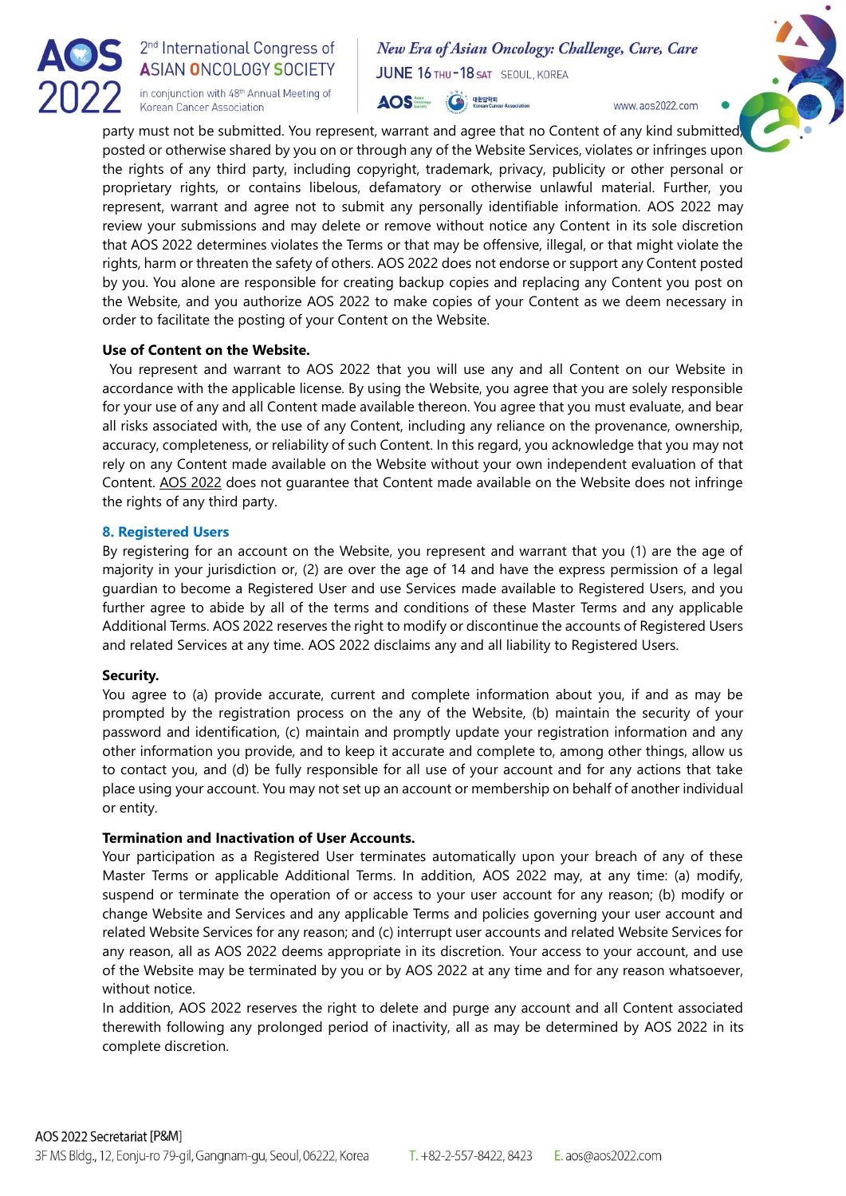party must not be submitted. You represent, warrant and agree that no Content of any kind submitted, posted or otherwise shared by you on or through any of the Website Services, violates or infringes upon the rights of any third party, including copyright, trademark, privacy, publicity or other personal or proprietary rights, or contains libelous, defamatory or otherwise unlawful material. Further, you represent, warrant and agree not to submit any personally identifiable information. AOS 2022 may review your submissions and may delete or remove without notice any Content in its sole discretion that AOS 2022 determines violates the Terms or that may be offensive, illegal, or that might violate the rights, harm or threaten the safety of others. AOS 2022 does not endorse or support any Content posted by you. You alone are responsible for creating backup copies and replacing any Content you post on the Website, and you authorize AOS 2022 to make copies of your Content as we deem necessary in order to facilitate the posting of your Content on the Website.

**Use of Content on the Website.**

You represent and warrant to AOS 2022 that you will use any and all Content on our Website in accordance with the applicable license. By using the Website, you agree that you are solely responsible for your use of any and all Content made available thereon. You agree that you must evaluate, and bear all risks associated with, the use of any Content, including any reliance on the provenance, ownership, accuracy, completeness, or reliability of such Content. In this regard, you acknowledge that you may not rely on any Content made available on the Website without your own independent evaluation of that Content. AOS 2022 does not guarantee that Content made available on the Website does not infringe the rights of any third party.

## 8. Registered Users

By registering for an account on the Website, you represent and warrant that you (1) are the age of majority in your jurisdiction or, (2) are over the age of 14 and have the express permission of a legal guardian to become a Registered User and use Services made available to Registered Users, and you further agree to abide by all of the terms and conditions of these Master Terms and any applicable Additional Terms. AOS 2022 reserves the right to modify or discontinue the accounts of Registered Users and related Services at any time. AOS 2022 disclaims any and all liability to Registered Users.

**Security.**

You agree to (a) provide accurate, current and complete information about you, if and as may be prompted by the registration process on the any of the Website, (b) maintain the security of your password and identification, (c) maintain and promptly update your registration information and any other information you provide, and to keep it accurate and complete to, among other things, allow us to contact you, and (d) be fully responsible for all use of your account and for any actions that take place using your account. You may not set up an account or membership on behalf of another individual or entity.

**Termination and Inactivation of User Accounts.**

Your participation as a Registered User terminates automatically upon your breach of any of these Master Terms or applicable Additional Terms. In addition, AOS 2022 may, at any time: (a) modify, suspend or terminate the operation of or access to your user account for any reason; (b) modify or change Website and Services and any applicable Terms and policies governing your user account and related Website Services for any reason; and (c) interrupt user accounts and related Website Services for any reason, all as AOS 2022 deems appropriate in its discretion. Your access to your account, and use of the Website may be terminated by you or by AOS 2022 at any time and for any reason whatsoever, without notice.

In addition, AOS 2022 reserves the right to delete and purge any account and all Content associated therewith following any prolonged period of inactivity, all as may be determined by AOS 2022 in its complete discretion.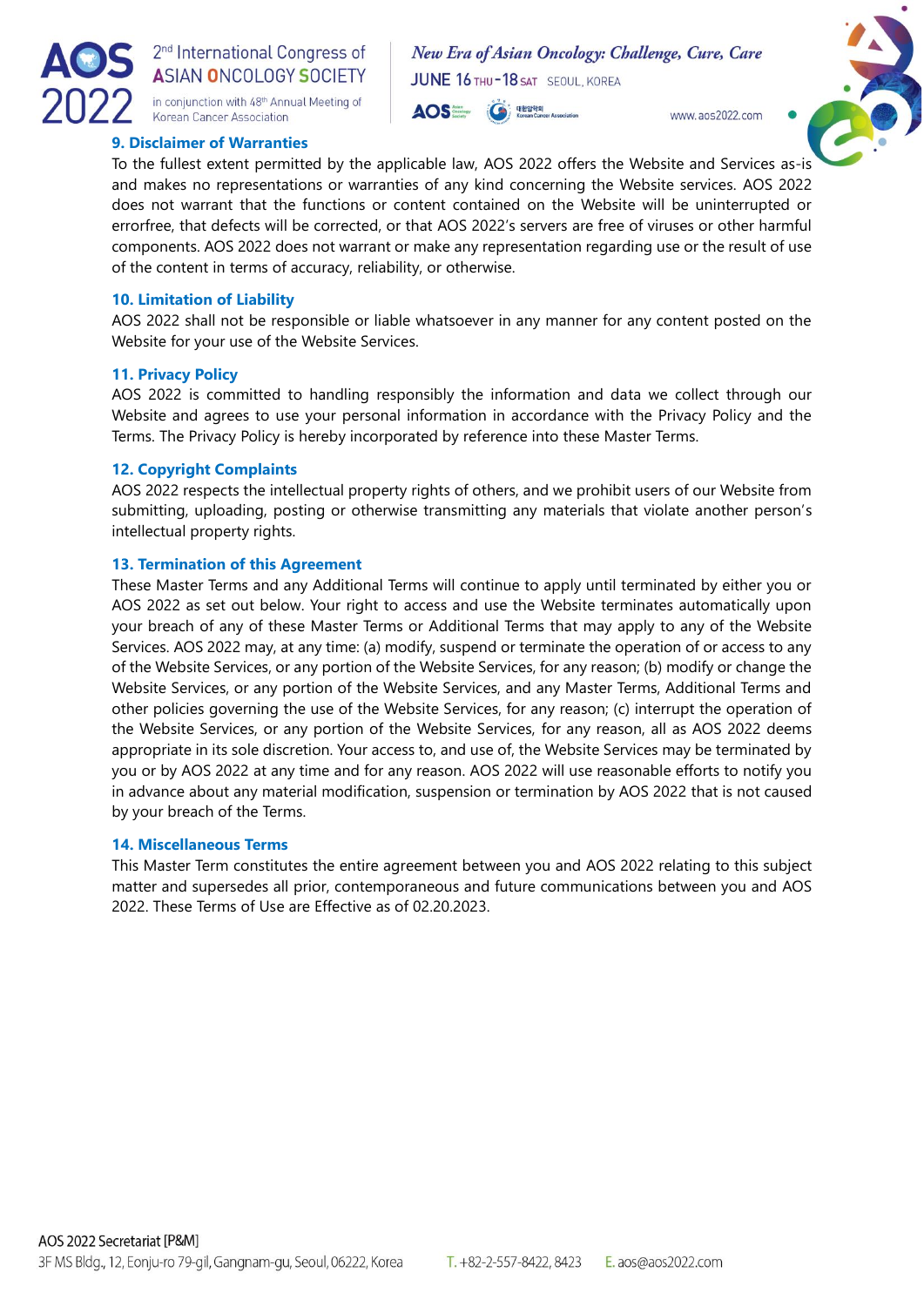## 9. Disclaimer of Warranties

To the fullest extent permitted by the applicable law, AOS 2022 offers the Website and Services as-is and makes no representations or warranties of any kind concerning the Website services. AOS 2022 does not warrant that the functions or content contained on the Website will be uninterrupted or errorfree, that defects will be corrected, or that AOS 2022's servers are free of viruses or other harmful components. AOS 2022 does not warrant or make any representation regarding use or the result of use of the content in terms of accuracy, reliability, or otherwise.

## 10. Limitation of Liability

AOS 2022 shall not be responsible or liable whatsoever in any manner for any content posted on the Website for your use of the Website Services.

## 11. Privacy Policy

AOS 2022 is committed to handling responsibly the information and data we collect through our Website and agrees to use your personal information in accordance with the Privacy Policy and the Terms. The Privacy Policy is hereby incorporated by reference into these Master Terms.

## 12. Copyright Complaints

AOS 2022 respects the intellectual property rights of others, and we prohibit users of our Website from submitting, uploading, posting or otherwise transmitting any materials that violate another person's intellectual property rights.

## 13. Termination of this Agreement

These Master Terms and any Additional Terms will continue to apply until terminated by either you or AOS 2022 as set out below. Your right to access and use the Website terminates automatically upon your breach of any of these Master Terms or Additional Terms that may apply to any of the Website Services. AOS 2022 may, at any time: (a) modify, suspend or terminate the operation of or access to any of the Website Services, or any portion of the Website Services, for any reason; (b) modify or change the Website Services, or any portion of the Website Services, and any Master Terms, Additional Terms and other policies governing the use of the Website Services, for any reason; (c) interrupt the operation of the Website Services, or any portion of the Website Services, for any reason, all as AOS 2022 deems appropriate in its sole discretion. Your access to, and use of, the Website Services may be terminated by you or by AOS 2022 at any time and for any reason. AOS 2022 will use reasonable efforts to notify you in advance about any material modification, suspension or termination by AOS 2022 that is not caused by your breach of the Terms.

## 14. Miscellaneous Terms

This Master Term constitutes the entire agreement between you and AOS 2022 relating to this subject matter and supersedes all prior, contemporaneous and future communications between you and AOS 2022. These Terms of Use are Effective as of 02.20.2023.